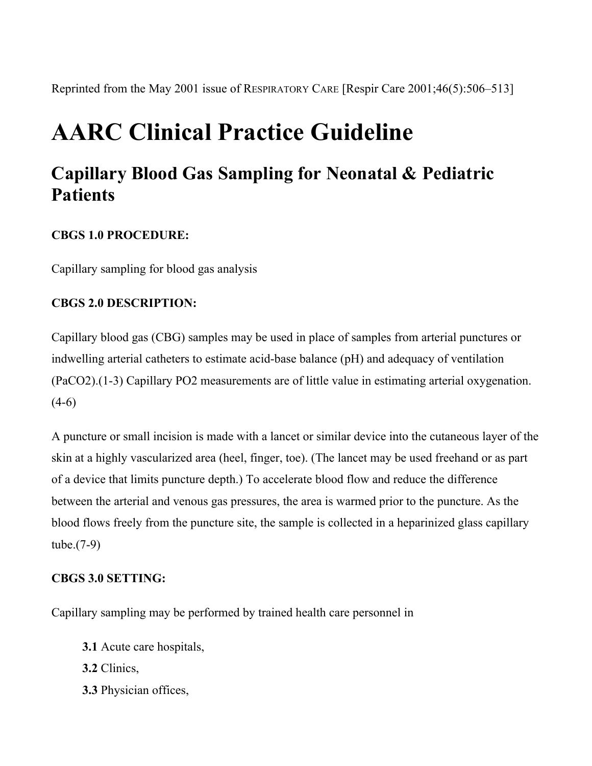Reprinted from the May 2001 issue of RESPIRATORY CARE [Respir Care 2001;46(5):506–513]

# AARC Clinical Practice Guideline

## Capillary Blood Gas Sampling for Neonatal & Pediatric Patients

**CBGS 1.0 PROCEDURE:**

Capillary sampling for blood gas analysis

**CBGS 2.0 DESCRIPTION:**

Capillary blood gas (CBG) samples may be used in place of samples from arterial punctures or indwelling arterial catheters to estimate acid-base balance (pH) and adequacy of ventilation ($PaCO_2$).(1-3) Capillary $PO_2$ measurements are of little value in estimating arterial oxygenation.(4-6)

A puncture or small incision is made with a lancet or similar device into the cutaneous layer of the skin at a highly vascularized area (heel, finger, toe). (The lancet may be used freehand or as part of a device that limits puncture depth.) To accelerate blood flow and reduce the difference between the arterial and venous gas pressures, the area is warmed prior to the puncture. As the blood flows freely from the puncture site, the sample is collected in a heparinized glass capillary tube.(7-9)

**CBGS 3.0 SETTING:**

Capillary sampling may be performed by trained health care personnel in

- **3.1** Acute care hospitals,
- **3.2** Clinics,
- **3.3** Physician offices,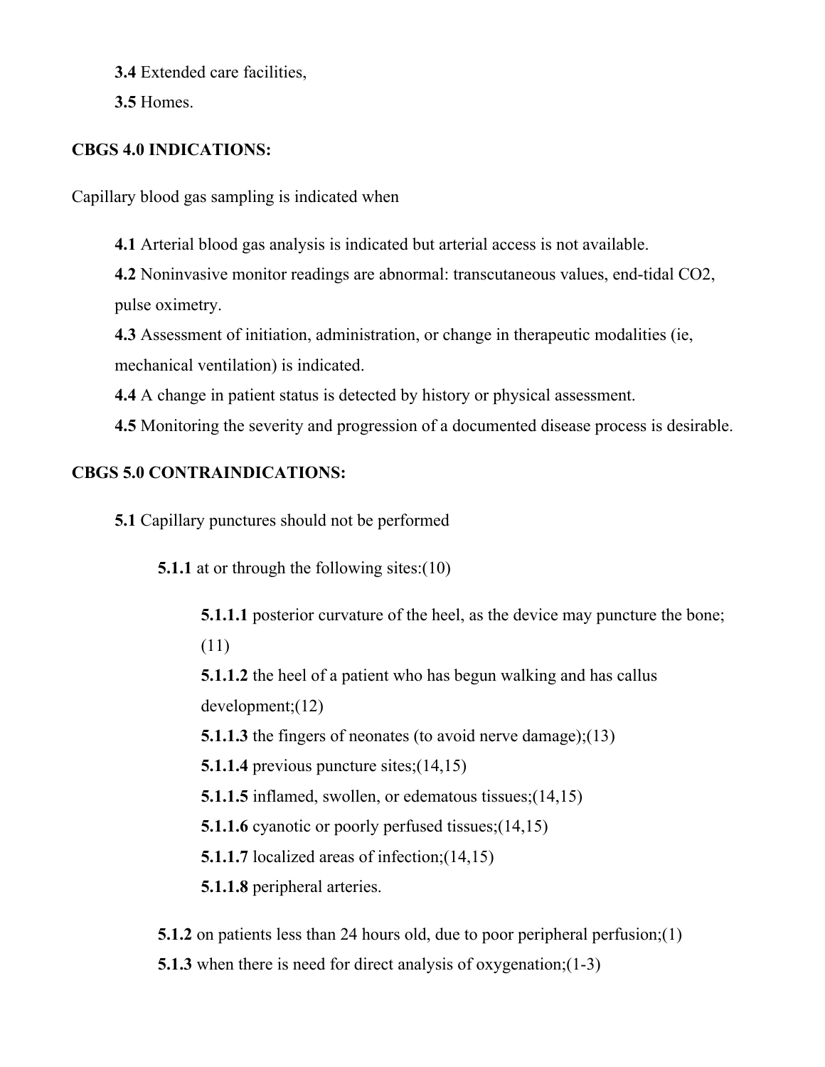**3.4** Extended care facilities,

**3.5** Homes.

**CBGS 4.0 INDICATIONS:**

Capillary blood gas sampling is indicated when

**4.1** Arterial blood gas analysis is indicated but arterial access is not available.

**4.2** Noninvasive monitor readings are abnormal: transcutaneous values, end-tidal CO2, pulse oximetry.

**4.3** Assessment of initiation, administration, or change in therapeutic modalities (ie, mechanical ventilation) is indicated.

**4.4** A change in patient status is detected by history or physical assessment.

**4.5** Monitoring the severity and progression of a documented disease process is desirable.

**CBGS 5.0 CONTRAINDICATIONS:**

**5.1** Capillary punctures should not be performed

**5.1.1** at or through the following sites:(10)

**5.1.1.1** posterior curvature of the heel, as the device may puncture the bone;(11)

**5.1.1.2** the heel of a patient who has begun walking and has callus development;(12)

**5.1.1.3** the fingers of neonates (to avoid nerve damage);(13)

**5.1.1.4** previous puncture sites;(14,15)

**5.1.1.5** inflamed, swollen, or edematous tissues;(14,15)

**5.1.1.6** cyanotic or poorly perfused tissues;(14,15)

**5.1.1.7** localized areas of infection;(14,15)

**5.1.1.8** peripheral arteries.

**5.1.2** on patients less than 24 hours old, due to poor peripheral perfusion;(1)

**5.1.3** when there is need for direct analysis of oxygenation;(1-3)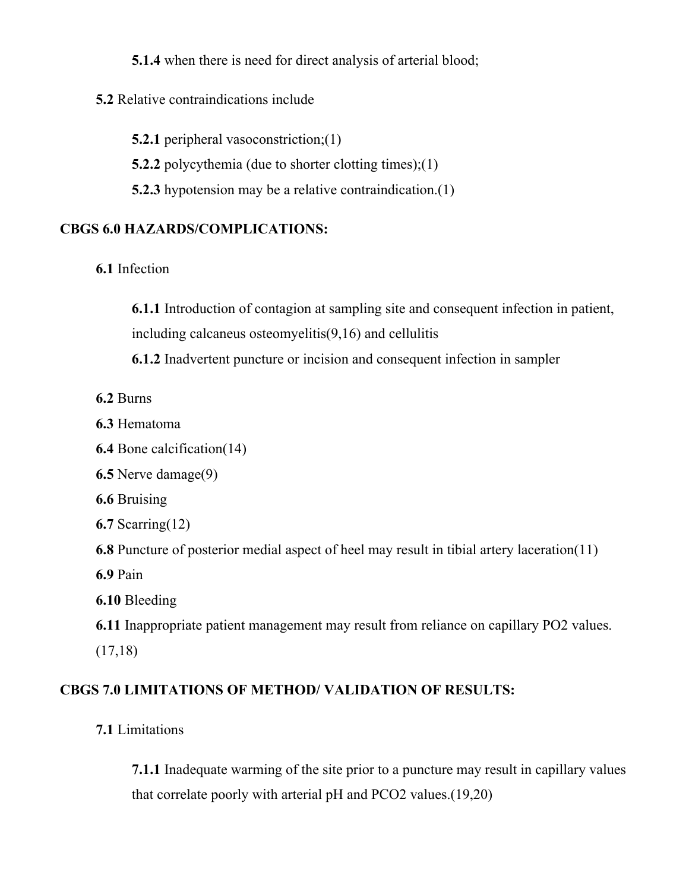**5.1.4** when there is need for direct analysis of arterial blood;

**5.2** Relative contraindications include

**5.2.1** peripheral vasoconstriction;(1)

**5.2.2** polycythemia (due to shorter clotting times);(1)

**5.2.3** hypotension may be a relative contraindication.(1)

**CBGS 6.0 HAZARDS/COMPLICATIONS:**

**6.1** Infection

**6.1.1** Introduction of contagion at sampling site and consequent infection in patient, including calcaneus osteomyelitis(9,16) and cellulitis

**6.1.2** Inadvertent puncture or incision and consequent infection in sampler

**6.2** Burns

**6.3** Hematoma

**6.4** Bone calcification(14)

**6.5** Nerve damage(9)

**6.6** Bruising

**6.7** Scarring(12)

**6.8** Puncture of posterior medial aspect of heel may result in tibial artery laceration(11)

**6.9** Pain

**6.10** Bleeding

**6.11** Inappropriate patient management may result from reliance on capillary $PO_2$ values. (17,18)

**CBGS 7.0 LIMITATIONS OF METHOD/ VALIDATION OF RESULTS:**

**7.1** Limitations

**7.1.1** Inadequate warming of the site prior to a puncture may result in capillary values that correlate poorly with arterial pH and $PCO_2$ values.(19,20)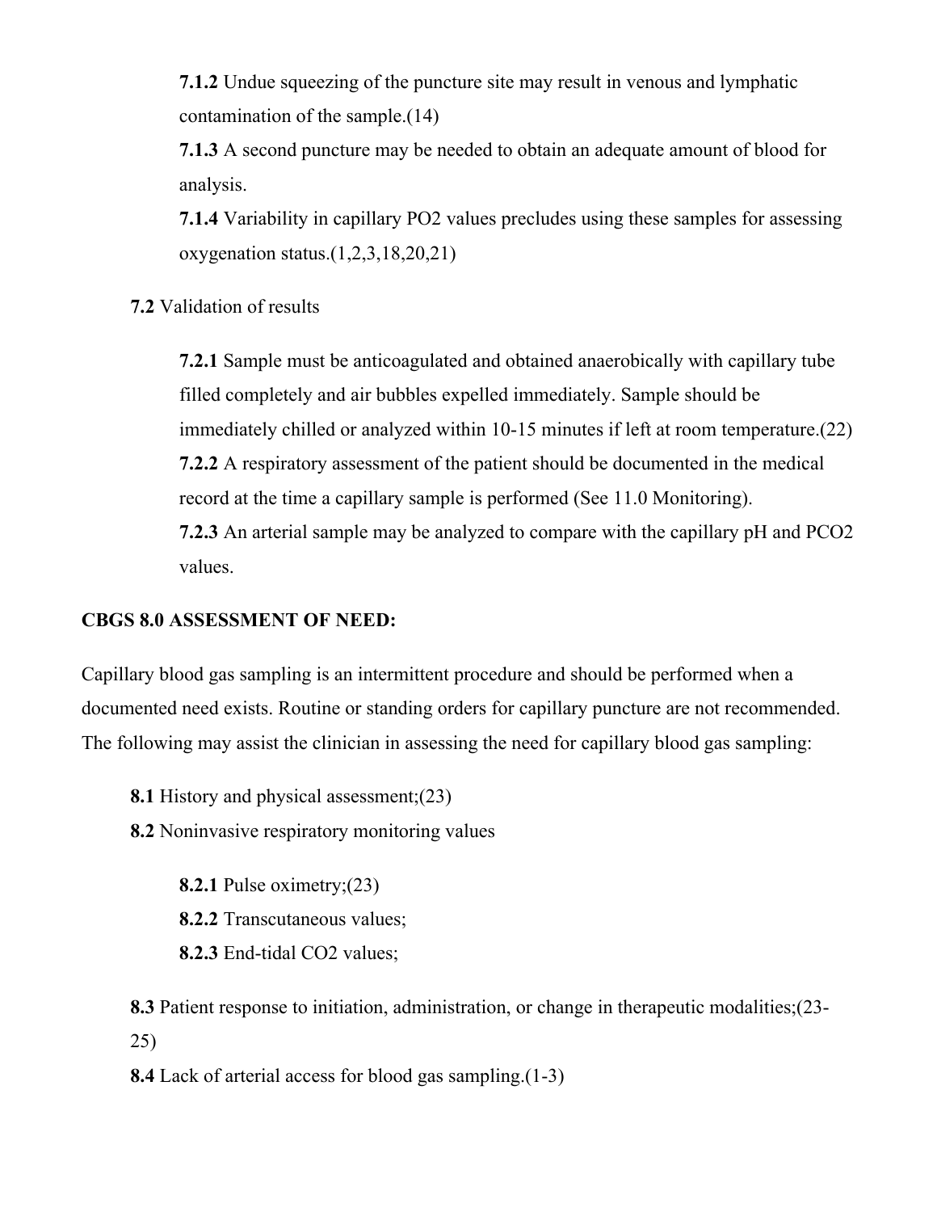**7.1.2** Undue squeezing of the puncture site may result in venous and lymphatic contamination of the sample.(14)

**7.1.3** A second puncture may be needed to obtain an adequate amount of blood for analysis.

**7.1.4** Variability in capillary $PO_2$ values precludes using these samples for assessing oxygenation status.(1,2,3,18,20,21)

**7.2** Validation of results

**7.2.1** Sample must be anticoagulated and obtained anaerobically with capillary tube filled completely and air bubbles expelled immediately. Sample should be immediately chilled or analyzed within 10-15 minutes if left at room temperature.(22)

**7.2.2** A respiratory assessment of the patient should be documented in the medical record at the time a capillary sample is performed (See 11.0 Monitoring).

**7.2.3** An arterial sample may be analyzed to compare with the capillary pH and $PCO_2$ values.

**CBGS 8.0 ASSESSMENT OF NEED:**

Capillary blood gas sampling is an intermittent procedure and should be performed when a documented need exists. Routine or standing orders for capillary puncture are not recommended. The following may assist the clinician in assessing the need for capillary blood gas sampling:

**8.1** History and physical assessment;(23)

**8.2** Noninvasive respiratory monitoring values

**8.2.1** Pulse oximetry;(23)

**8.2.2** Transcutaneous values;

**8.2.3** End-tidal $CO_2$ values;

**8.3** Patient response to initiation, administration, or change in therapeutic modalities;(23-25)

**8.4** Lack of arterial access for blood gas sampling.(1-3)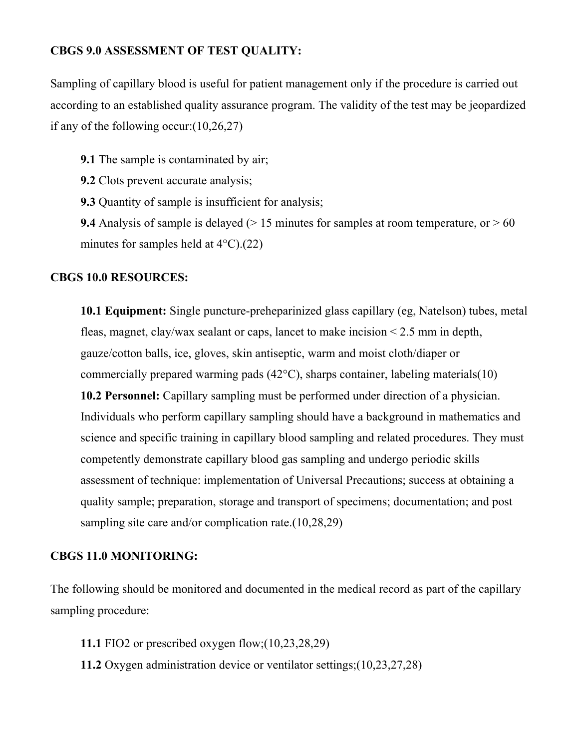**CBGS 9.0 ASSESSMENT OF TEST QUALITY:**

Sampling of capillary blood is useful for patient management only if the procedure is carried out according to an established quality assurance program. The validity of the test may be jeopardized if any of the following occur:(10,26,27)

> **9.1** The sample is contaminated by air;
> **9.2** Clots prevent accurate analysis;
> **9.3** Quantity of sample is insufficient for analysis;
> **9.4** Analysis of sample is delayed (> 15 minutes for samples at room temperature, or > 60 minutes for samples held at 4°C).(22)

**CBGS 10.0 RESOURCES:**

> **10.1 Equipment:** Single puncture-preheparinized glass capillary (eg, Natelson) tubes, metal fleas, magnet, clay/wax sealant or caps, lancet to make incision < 2.5 mm in depth, gauze/cotton balls, ice, gloves, skin antiseptic, warm and moist cloth/diaper or commercially prepared warming pads (42°C), sharps container, labeling materials(10)
> **10.2 Personnel:** Capillary sampling must be performed under direction of a physician. Individuals who perform capillary sampling should have a background in mathematics and science and specific training in capillary blood sampling and related procedures. They must competently demonstrate capillary blood gas sampling and undergo periodic skills assessment of technique: implementation of Universal Precautions; success at obtaining a quality sample; preparation, storage and transport of specimens; documentation; and post sampling site care and/or complication rate.(10,28,29)

**CBGS 11.0 MONITORING:**

The following should be monitored and documented in the medical record as part of the capillary sampling procedure:

> **11.1** FIO2 or prescribed oxygen flow;(10,23,28,29)
> **11.2** Oxygen administration device or ventilator settings;(10,23,27,28)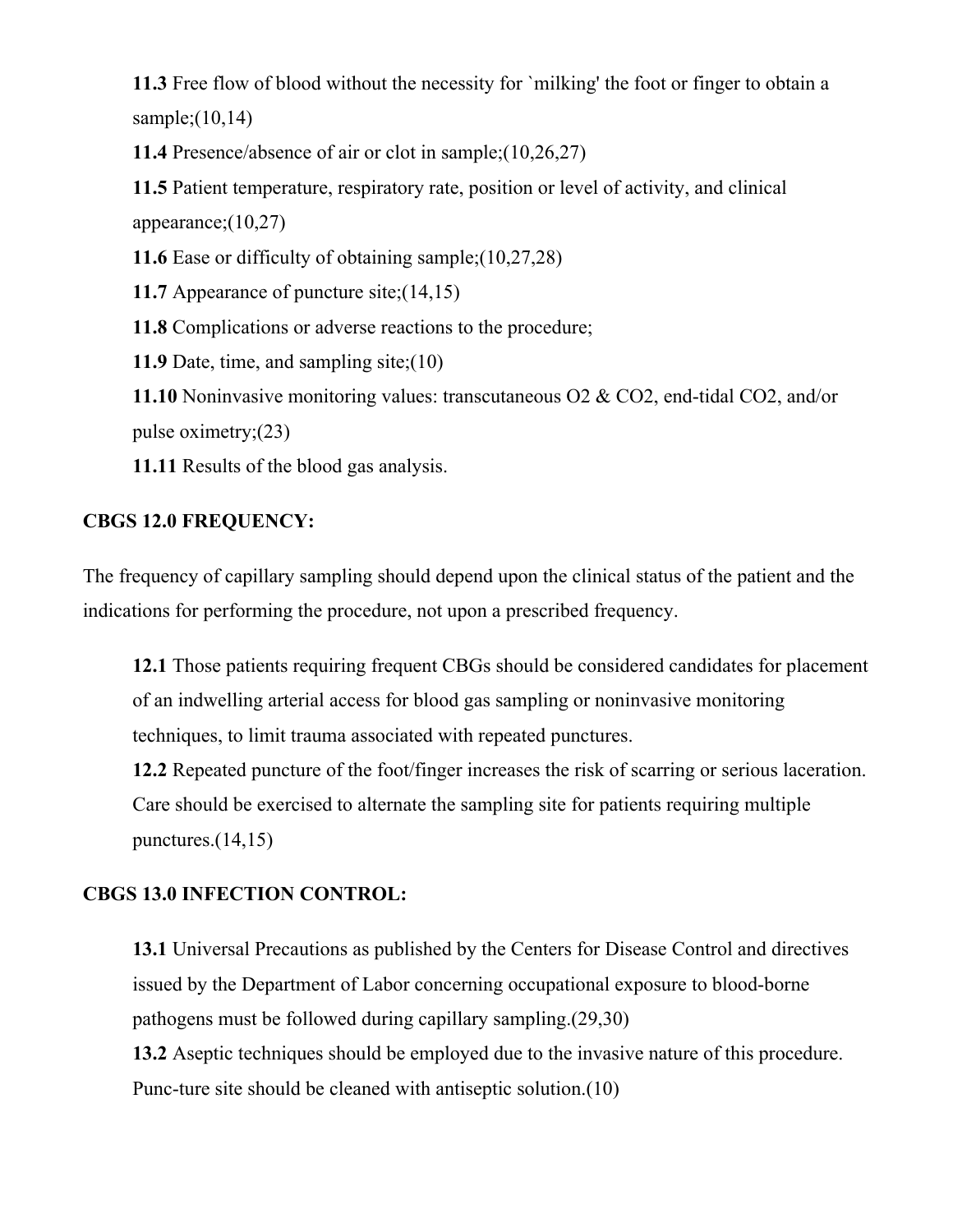**11.3** Free flow of blood without the necessity for `milking' the foot or finger to obtain a sample;(10,14)

**11.4** Presence/absence of air or clot in sample;(10,26,27)

**11.5** Patient temperature, respiratory rate, position or level of activity, and clinical appearance;(10,27)

**11.6** Ease or difficulty of obtaining sample;(10,27,28)

**11.7** Appearance of puncture site;(14,15)

**11.8** Complications or adverse reactions to the procedure;

**11.9** Date, time, and sampling site;(10)

**11.10** Noninvasive monitoring values: transcutaneous $O_2$ & $CO_2$, end-tidal $CO_2$, and/or pulse oximetry;(23)

**11.11** Results of the blood gas analysis.

**CBGS 12.0 FREQUENCY:**

The frequency of capillary sampling should depend upon the clinical status of the patient and the indications for performing the procedure, not upon a prescribed frequency.

**12.1** Those patients requiring frequent CBGs should be considered candidates for placement of an indwelling arterial access for blood gas sampling or noninvasive monitoring techniques, to limit trauma associated with repeated punctures.

**12.2** Repeated puncture of the foot/finger increases the risk of scarring or serious laceration. Care should be exercised to alternate the sampling site for patients requiring multiple punctures.(14,15)

**CBGS 13.0 INFECTION CONTROL:**

**13.1** Universal Precautions as published by the Centers for Disease Control and directives issued by the Department of Labor concerning occupational exposure to blood-borne pathogens must be followed during capillary sampling.(29,30)

**13.2** Aseptic techniques should be employed due to the invasive nature of this procedure. Punc-ture site should be cleaned with antiseptic solution.(10)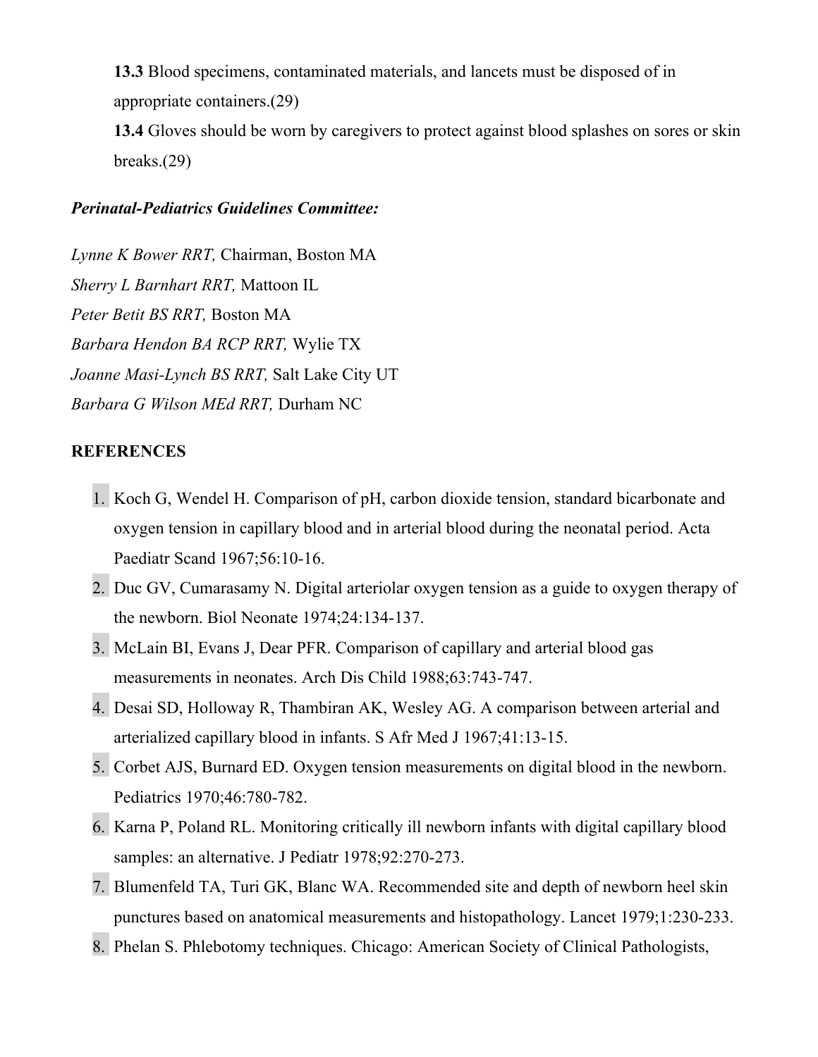**13.3** Blood specimens, contaminated materials, and lancets must be disposed of in appropriate containers.(29)

**13.4** Gloves should be worn by caregivers to protect against blood splashes on sores or skin breaks.(29)

***Perinatal-Pediatrics Guidelines Committee:***

*Lynne K Bower RRT,* Chairman, Boston MA
*Sherry L Barnhart RRT,* Mattoon IL
*Peter Betit BS RRT,* Boston MA
*Barbara Hendon BA RCP RRT,* Wylie TX
*Joanne Masi-Lynch BS RRT,* Salt Lake City UT
*Barbara G Wilson MEd RRT,* Durham NC

**REFERENCES**

1. Koch G, Wendel H. Comparison of pH, carbon dioxide tension, standard bicarbonate and oxygen tension in capillary blood and in arterial blood during the neonatal period. Acta Paediatr Scand 1967;56:10-16.
2. Duc GV, Cumarasamy N. Digital arteriolar oxygen tension as a guide to oxygen therapy of the newborn. Biol Neonate 1974;24:134-137.
3. McLain BI, Evans J, Dear PFR. Comparison of capillary and arterial blood gas measurements in neonates. Arch Dis Child 1988;63:743-747.
4. Desai SD, Holloway R, Thambiran AK, Wesley AG. A comparison between arterial and arterialized capillary blood in infants. S Afr Med J 1967;41:13-15.
5. Corbet AJS, Burnard ED. Oxygen tension measurements on digital blood in the newborn. Pediatrics 1970;46:780-782.
6. Karna P, Poland RL. Monitoring critically ill newborn infants with digital capillary blood samples: an alternative. J Pediatr 1978;92:270-273.
7. Blumenfeld TA, Turi GK, Blanc WA. Recommended site and depth of newborn heel skin punctures based on anatomical measurements and histopathology. Lancet 1979;1:230-233.
8. Phelan S. Phlebotomy techniques. Chicago: American Society of Clinical Pathologists,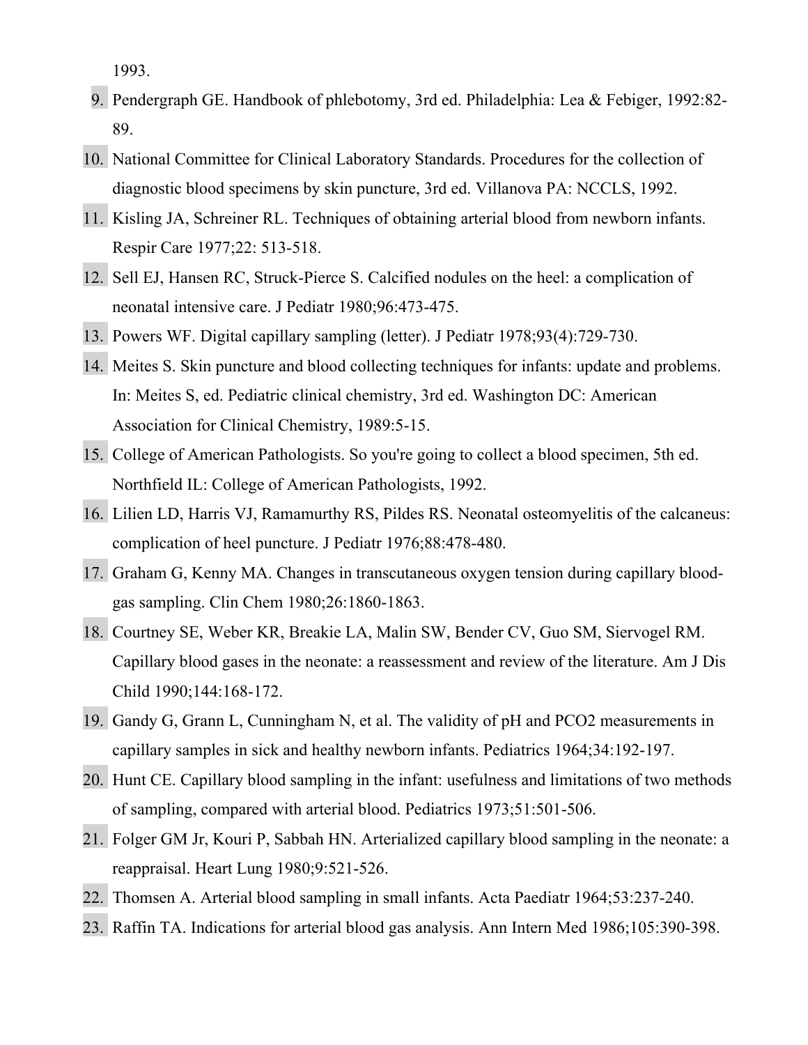1993.

9. Pendergraph GE. Handbook of phlebotomy, 3rd ed. Philadelphia: Lea & Febiger, 1992:82-89.
10. National Committee for Clinical Laboratory Standards. Procedures for the collection of diagnostic blood specimens by skin puncture, 3rd ed. Villanova PA: NCCLS, 1992.
11. Kisling JA, Schreiner RL. Techniques of obtaining arterial blood from newborn infants. Respir Care 1977;22: 513-518.
12. Sell EJ, Hansen RC, Struck-Pierce S. Calcified nodules on the heel: a complication of neonatal intensive care. J Pediatr 1980;96:473-475.
13. Powers WF. Digital capillary sampling (letter). J Pediatr 1978;93(4):729-730.
14. Meites S. Skin puncture and blood collecting techniques for infants: update and problems. In: Meites S, ed. Pediatric clinical chemistry, 3rd ed. Washington DC: American Association for Clinical Chemistry, 1989:5-15.
15. College of American Pathologists. So you're going to collect a blood specimen, 5th ed. Northfield IL: College of American Pathologists, 1992.
16. Lilien LD, Harris VJ, Ramamurthy RS, Pildes RS. Neonatal osteomyelitis of the calcaneus: complication of heel puncture. J Pediatr 1976;88:478-480.
17. Graham G, Kenny MA. Changes in transcutaneous oxygen tension during capillary blood-gas sampling. Clin Chem 1980;26:1860-1863.
18. Courtney SE, Weber KR, Breakie LA, Malin SW, Bender CV, Guo SM, Siervogel RM. Capillary blood gases in the neonate: a reassessment and review of the literature. Am J Dis Child 1990;144:168-172.
19. Gandy G, Grann L, Cunningham N, et al. The validity of pH and PCO2 measurements in capillary samples in sick and healthy newborn infants. Pediatrics 1964;34:192-197.
20. Hunt CE. Capillary blood sampling in the infant: usefulness and limitations of two methods of sampling, compared with arterial blood. Pediatrics 1973;51:501-506.
21. Folger GM Jr, Kouri P, Sabbah HN. Arterialized capillary blood sampling in the neonate: a reappraisal. Heart Lung 1980;9:521-526.
22. Thomsen A. Arterial blood sampling in small infants. Acta Paediatr 1964;53:237-240.
23. Raffin TA. Indications for arterial blood gas analysis. Ann Intern Med 1986;105:390-398.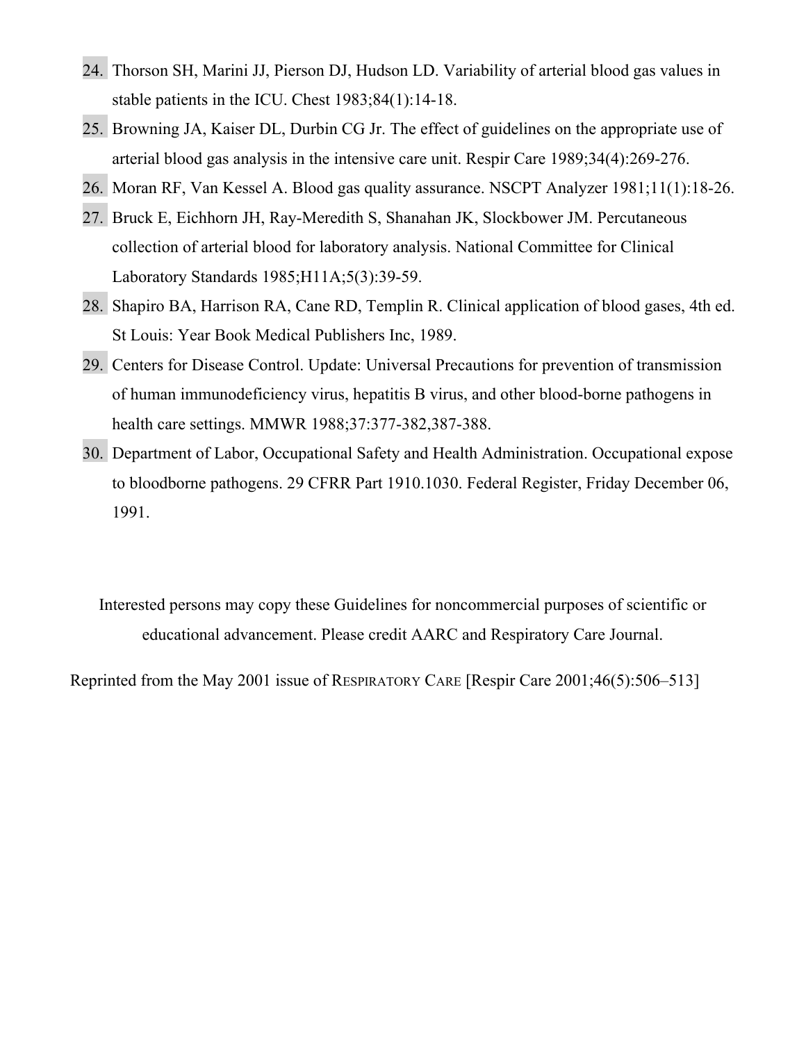24. Thorson SH, Marini JJ, Pierson DJ, Hudson LD. Variability of arterial blood gas values in stable patients in the ICU. Chest 1983;84(1):14-18.
25. Browning JA, Kaiser DL, Durbin CG Jr. The effect of guidelines on the appropriate use of arterial blood gas analysis in the intensive care unit. Respir Care 1989;34(4):269-276.
26. Moran RF, Van Kessel A. Blood gas quality assurance. NSCPT Analyzer 1981;11(1):18-26.
27. Bruck E, Eichhorn JH, Ray-Meredith S, Shanahan JK, Slockbower JM. Percutaneous collection of arterial blood for laboratory analysis. National Committee for Clinical Laboratory Standards 1985;H11A;5(3):39-59.
28. Shapiro BA, Harrison RA, Cane RD, Templin R. Clinical application of blood gases, 4th ed. St Louis: Year Book Medical Publishers Inc, 1989.
29. Centers for Disease Control. Update: Universal Precautions for prevention of transmission of human immunodeficiency virus, hepatitis B virus, and other blood-borne pathogens in health care settings. MMWR 1988;37:377-382,387-388.
30. Department of Labor, Occupational Safety and Health Administration. Occupational expose to bloodborne pathogens. 29 CFRR Part 1910.1030. Federal Register, Friday December 06, 1991.

Interested persons may copy these Guidelines for noncommercial purposes of scientific or educational advancement. Please credit AARC and Respiratory Care Journal.

Reprinted from the May 2001 issue of RESPIRATORY CARE [Respir Care 2001;46(5):506–513]